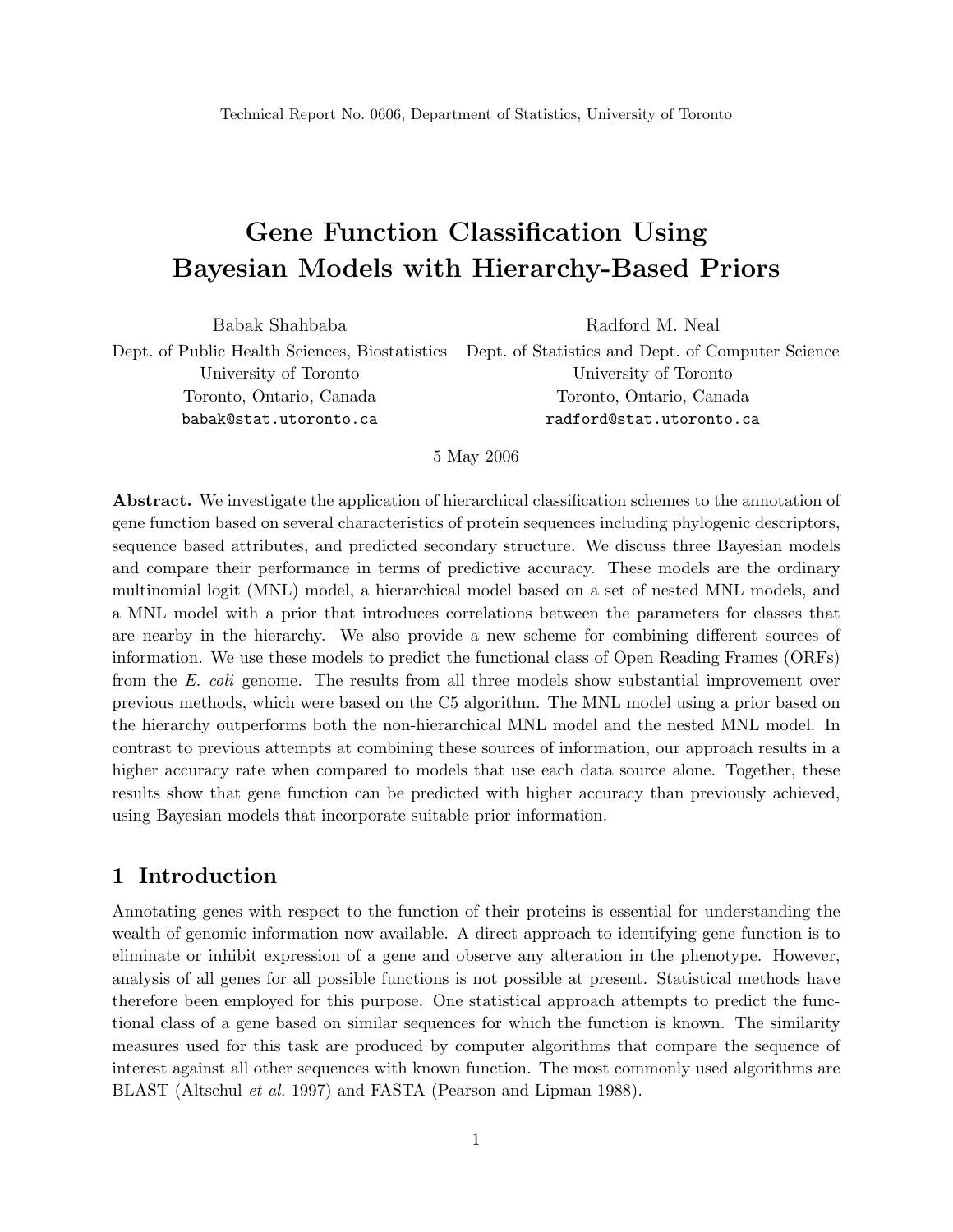Technical Report No. 0606, Department of Statistics, University of Toronto

# Gene Function Classification Using Bayesian Models with Hierarchy-Based Priors

Babak Shahbaba
Dept. of Public Health Sciences, Biostatistics
University of Toronto
Toronto, Ontario, Canada
babak@stat.utoronto.ca

Radford M. Neal
Dept. of Statistics and Dept. of Computer Science
University of Toronto
Toronto, Ontario, Canada
radford@stat.utoronto.ca

5 May 2006

**Abstract.** We investigate the application of hierarchical classification schemes to the annotation of gene function based on several characteristics of protein sequences including phylogenic descriptors, sequence based attributes, and predicted secondary structure. We discuss three Bayesian models and compare their performance in terms of predictive accuracy. These models are the ordinary multinomial logit (MNL) model, a hierarchical model based on a set of nested MNL models, and a MNL model with a prior that introduces correlations between the parameters for classes that are nearby in the hierarchy. We also provide a new scheme for combining different sources of information. We use these models to predict the functional class of Open Reading Frames (ORFs) from the *E. coli* genome. The results from all three models show substantial improvement over previous methods, which were based on the C5 algorithm. The MNL model using a prior based on the hierarchy outperforms both the non-hierarchical MNL model and the nested MNL model. In contrast to previous attempts at combining these sources of information, our approach results in a higher accuracy rate when compared to models that use each data source alone. Together, these results show that gene function can be predicted with higher accuracy than previously achieved, using Bayesian models that incorporate suitable prior information.

## 1 Introduction

Annotating genes with respect to the function of their proteins is essential for understanding the wealth of genomic information now available. A direct approach to identifying gene function is to eliminate or inhibit expression of a gene and observe any alteration in the phenotype. However, analysis of all genes for all possible functions is not possible at present. Statistical methods have therefore been employed for this purpose. One statistical approach attempts to predict the functional class of a gene based on similar sequences for which the function is known. The similarity measures used for this task are produced by computer algorithms that compare the sequence of interest against all other sequences with known function. The most commonly used algorithms are BLAST (Altschul *et al.* 1997) and FASTA (Pearson and Lipman 1988).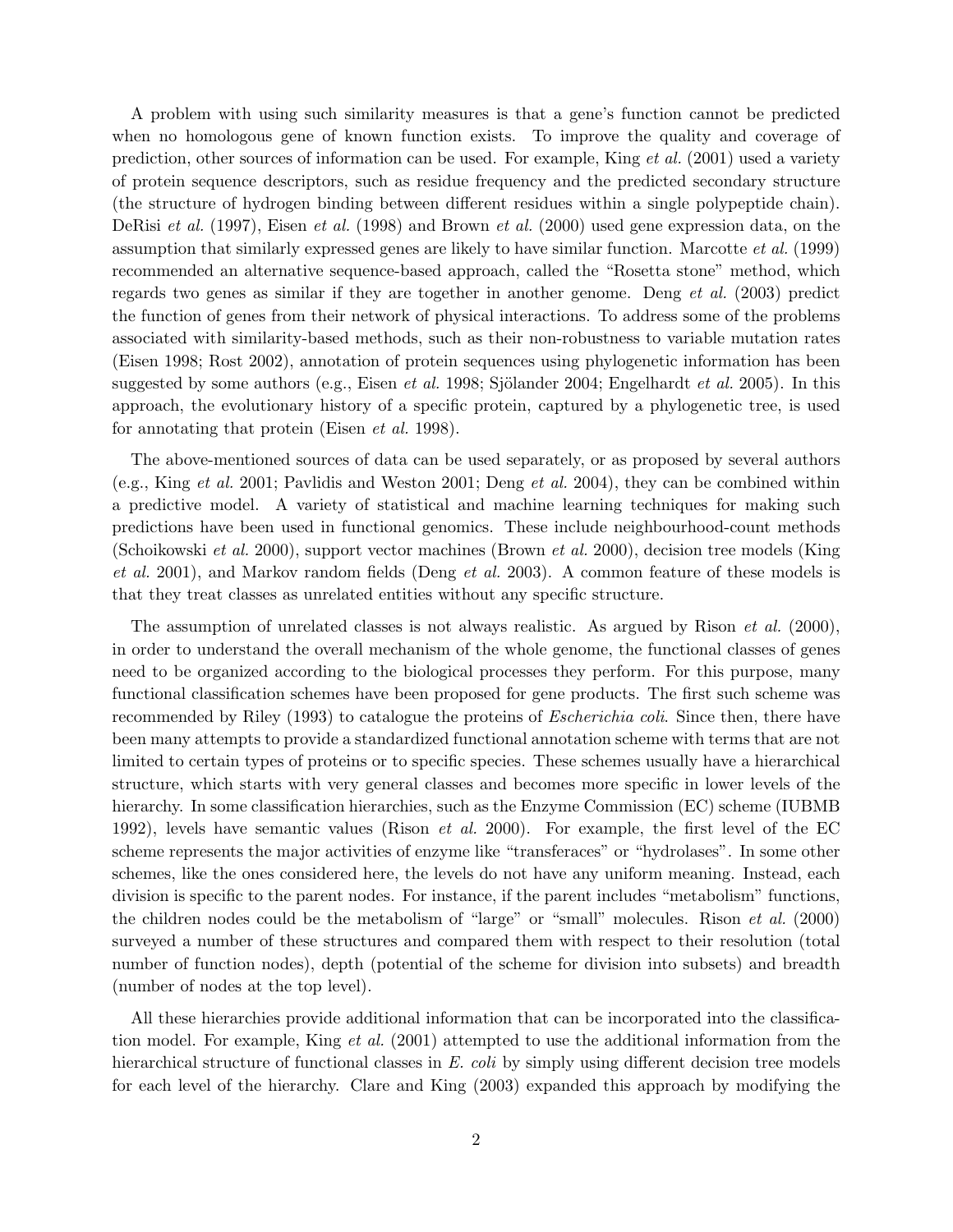A problem with using such similarity measures is that a gene's function cannot be predicted when no homologous gene of known function exists. To improve the quality and coverage of prediction, other sources of information can be used. For example, King *et al.* (2001) used a variety of protein sequence descriptors, such as residue frequency and the predicted secondary structure (the structure of hydrogen binding between different residues within a single polypeptide chain). DeRisi *et al.* (1997), Eisen *et al.* (1998) and Brown *et al.* (2000) used gene expression data, on the assumption that similarly expressed genes are likely to have similar function. Marcotte *et al.* (1999) recommended an alternative sequence-based approach, called the "Rosetta stone" method, which regards two genes as similar if they are together in another genome. Deng *et al.* (2003) predict the function of genes from their network of physical interactions. To address some of the problems associated with similarity-based methods, such as their non-robustness to variable mutation rates (Eisen 1998; Rost 2002), annotation of protein sequences using phylogenetic information has been suggested by some authors (e.g., Eisen *et al.* 1998; Sjölander 2004; Engelhardt *et al.* 2005). In this approach, the evolutionary history of a specific protein, captured by a phylogenetic tree, is used for annotating that protein (Eisen *et al.* 1998).

The above-mentioned sources of data can be used separately, or as proposed by several authors (e.g., King *et al.* 2001; Pavlidis and Weston 2001; Deng *et al.* 2004), they can be combined within a predictive model. A variety of statistical and machine learning techniques for making such predictions have been used in functional genomics. These include neighbourhood-count methods (Schoikowski *et al.* 2000), support vector machines (Brown *et al.* 2000), decision tree models (King *et al.* 2001), and Markov random fields (Deng *et al.* 2003). A common feature of these models is that they treat classes as unrelated entities without any specific structure.

The assumption of unrelated classes is not always realistic. As argued by Rison *et al.* (2000), in order to understand the overall mechanism of the whole genome, the functional classes of genes need to be organized according to the biological processes they perform. For this purpose, many functional classification schemes have been proposed for gene products. The first such scheme was recommended by Riley (1993) to catalogue the proteins of *Escherichia coli*. Since then, there have been many attempts to provide a standardized functional annotation scheme with terms that are not limited to certain types of proteins or to specific species. These schemes usually have a hierarchical structure, which starts with very general classes and becomes more specific in lower levels of the hierarchy. In some classification hierarchies, such as the Enzyme Commission (EC) scheme (IUBMB 1992), levels have semantic values (Rison *et al.* 2000). For example, the first level of the EC scheme represents the major activities of enzyme like "transferaces" or "hydrolases". In some other schemes, like the ones considered here, the levels do not have any uniform meaning. Instead, each division is specific to the parent nodes. For instance, if the parent includes "metabolism" functions, the children nodes could be the metabolism of "large" or "small" molecules. Rison *et al.* (2000) surveyed a number of these structures and compared them with respect to their resolution (total number of function nodes), depth (potential of the scheme for division into subsets) and breadth (number of nodes at the top level).

All these hierarchies provide additional information that can be incorporated into the classification model. For example, King *et al.* (2001) attempted to use the additional information from the hierarchical structure of functional classes in *E. coli* by simply using different decision tree models for each level of the hierarchy. Clare and King (2003) expanded this approach by modifying the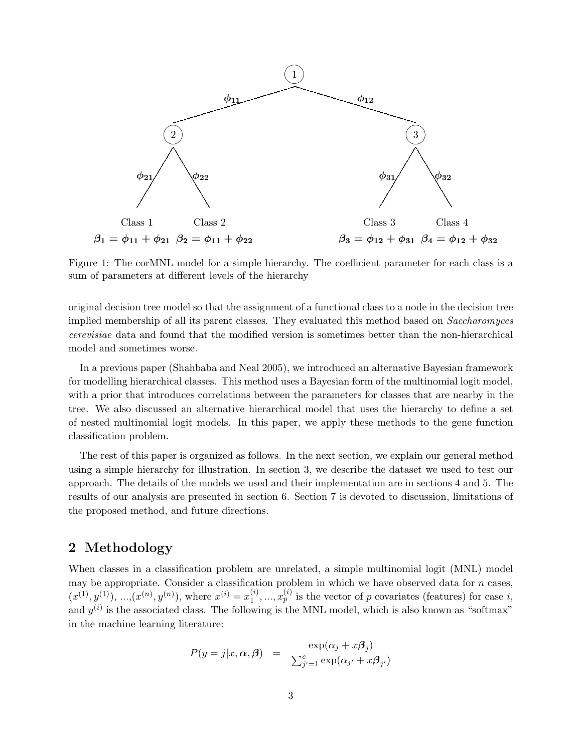Figure 1: The corMNL model for a simple hierarchy. The coefficient parameter for each class is a sum of parameters at different levels of the hierarchy

original decision tree model so that the assignment of a functional class to a node in the decision tree implied membership of all its parent classes. They evaluated this method based on *Saccharomyces cerevisiae* data and found that the modified version is sometimes better than the non-hierarchical model and sometimes worse.

In a previous paper (Shahbaba and Neal 2005), we introduced an alternative Bayesian framework for modelling hierarchical classes. This method uses a Bayesian form of the multinomial logit model, with a prior that introduces correlations between the parameters for classes that are nearby in the tree. We also discussed an alternative hierarchical model that uses the hierarchy to define a set of nested multinomial logit models. In this paper, we apply these methods to the gene function classification problem.

The rest of this paper is organized as follows. In the next section, we explain our general method using a simple hierarchy for illustration. In section 3, we describe the dataset we used to test our approach. The details of the models we used and their implementation are in sections 4 and 5. The results of our analysis are presented in section 6. Section 7 is devoted to discussion, limitations of the proposed method, and future directions.

## 2 Methodology

When classes in a classification problem are unrelated, a simple multinomial logit (MNL) model may be appropriate. Consider a classification problem in which we have observed data for $n$ cases, $(x^{(1)}, y^{(1)})$, ...,$(x^{(n)}, y^{(n)})$, where $x^{(i)} = x_1^{(i)}, ..., x_p^{(i)}$ is the vector of $p$ covariates (features) for case $i$, and $y^{(i)}$ is the associated class. The following is the MNL model, which is also known as "softmax" in the machine learning literature:

$$P(y = j|x, \boldsymbol{\alpha}, \boldsymbol{\beta}) \quad = \quad \frac{\exp(\alpha_j + x\boldsymbol{\beta}_j)}{\sum_{j'=1}^{c} \exp(\alpha_{j'} + x\boldsymbol{\beta}_{j'})}$$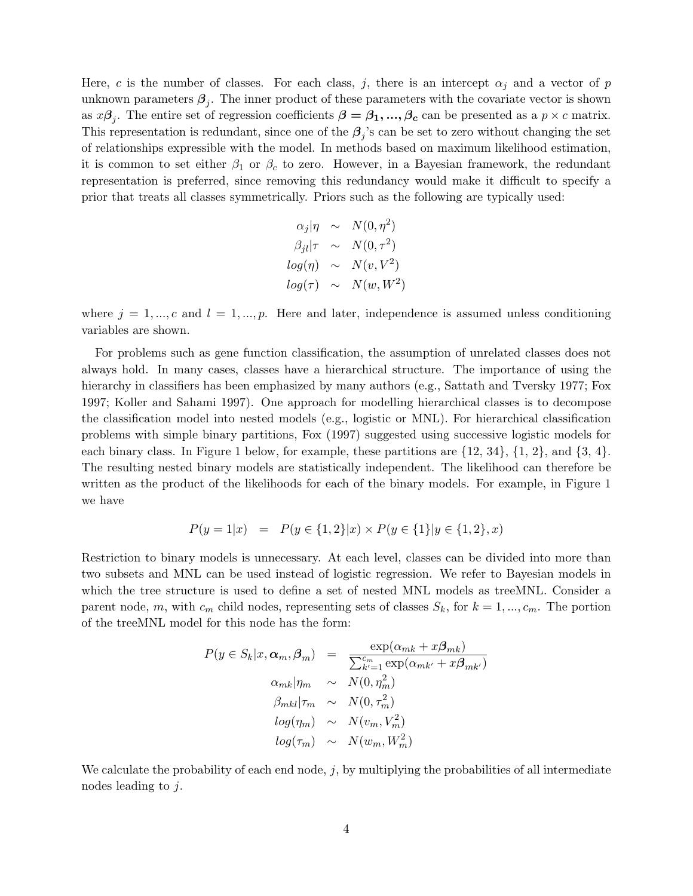Here, $c$ is the number of classes. For each class, $j$, there is an intercept $\alpha_j$ and a vector of $p$ unknown parameters $\boldsymbol{\beta}_j$. The inner product of these parameters with the covariate vector is shown as $x\boldsymbol{\beta}_j$. The entire set of regression coefficients $\boldsymbol{\beta} = \boldsymbol{\beta_1, ..., \beta_c}$ can be presented as a $p \times c$ matrix. This representation is redundant, since one of the $\boldsymbol{\beta}_j$'s can be set to zero without changing the set of relationships expressible with the model. In methods based on maximum likelihood estimation, it is common to set either $\beta_1$ or $\beta_c$ to zero. However, in a Bayesian framework, the redundant representation is preferred, since removing this redundancy would make it difficult to specify a prior that treats all classes symmetrically. Priors such as the following are typically used:

$$
\begin{aligned}
\alpha_j | \eta &\sim N(0, \eta^2) \\
\beta_{jl} | \tau &\sim N(0, \tau^2) \\
log(\eta) &\sim N(v, V^2) \\
log(\tau) &\sim N(w, W^2)
\end{aligned}
$$

where $j = 1, ..., c$ and $l = 1, ..., p$. Here and later, independence is assumed unless conditioning variables are shown.

For problems such as gene function classification, the assumption of unrelated classes does not always hold. In many cases, classes have a hierarchical structure. The importance of using the hierarchy in classifiers has been emphasized by many authors (e.g., Sattath and Tversky 1977; Fox 1997; Koller and Sahami 1997). One approach for modelling hierarchical classes is to decompose the classification model into nested models (e.g., logistic or MNL). For hierarchical classification problems with simple binary partitions, Fox (1997) suggested using successive logistic models for each binary class. In Figure 1 below, for example, these partitions are {12, 34}, {1, 2}, and {3, 4}. The resulting nested binary models are statistically independent. The likelihood can therefore be written as the product of the likelihoods for each of the binary models. For example, in Figure 1 we have

$$
P(y = 1|x) = P(y \in \{1, 2\}|x) \times P(y \in \{1\}|y \in \{1, 2\}, x)
$$

Restriction to binary models is unnecessary. At each level, classes can be divided into more than two subsets and MNL can be used instead of logistic regression. We refer to Bayesian models in which the tree structure is used to define a set of nested MNL models as treeMNL. Consider a parent node, $m$, with $c_m$ child nodes, representing sets of classes $S_k$, for $k = 1, ..., c_m$. The portion of the treeMNL model for this node has the form:

$$
\begin{aligned}
P(y \in S_k | x, \boldsymbol{\alpha}_m, \boldsymbol{\beta}_m) &= \frac{\exp(\alpha_{mk} + x\boldsymbol{\beta}_{mk})}{\sum_{k'=1}^{c_m} \exp(\alpha_{mk'} + x\boldsymbol{\beta}_{mk'})} \\
\alpha_{mk} | \eta_m &\sim N(0, \eta_m^2) \\
\beta_{mkl} | \tau_m &\sim N(0, \tau_m^2) \\
log(\eta_m) &\sim N(v_m, V_m^2) \\
log(\tau_m) &\sim N(w_m, W_m^2)
\end{aligned}
$$

We calculate the probability of each end node, $j$, by multiplying the probabilities of all intermediate nodes leading to $j$.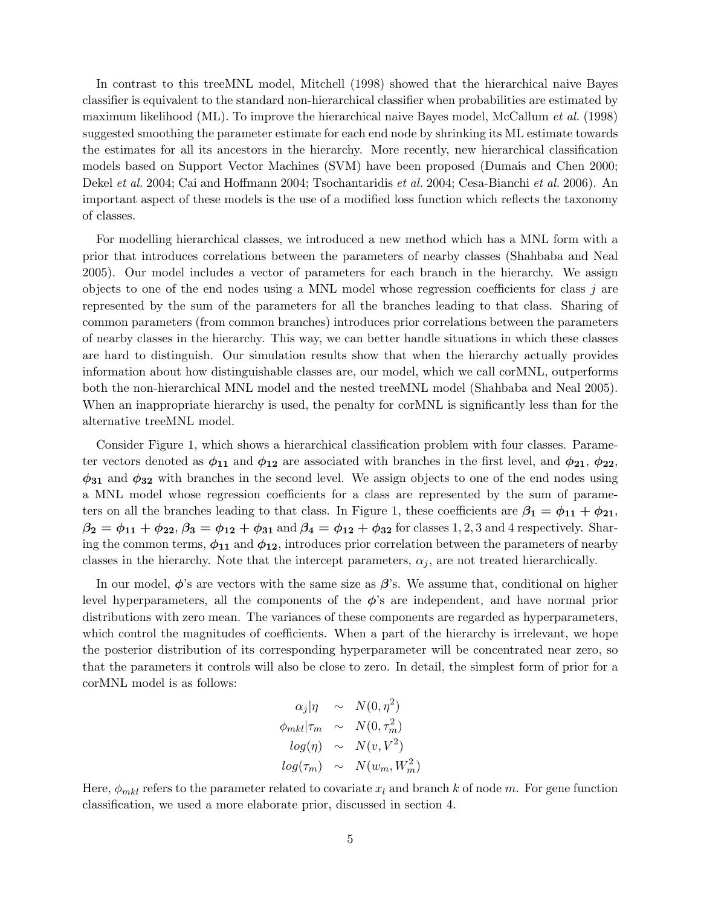In contrast to this treeMNL model, Mitchell (1998) showed that the hierarchical naive Bayes classifier is equivalent to the standard non-hierarchical classifier when probabilities are estimated by maximum likelihood (ML). To improve the hierarchical naive Bayes model, McCallum *et al.* (1998) suggested smoothing the parameter estimate for each end node by shrinking its ML estimate towards the estimates for all its ancestors in the hierarchy. More recently, new hierarchical classification models based on Support Vector Machines (SVM) have been proposed (Dumais and Chen 2000; Dekel *et al.* 2004; Cai and Hoffmann 2004; Tsochantaridis *et al.* 2004; Cesa-Bianchi *et al.* 2006). An important aspect of these models is the use of a modified loss function which reflects the taxonomy of classes.

For modelling hierarchical classes, we introduced a new method which has a MNL form with a prior that introduces correlations between the parameters of nearby classes (Shahbaba and Neal 2005). Our model includes a vector of parameters for each branch in the hierarchy. We assign objects to one of the end nodes using a MNL model whose regression coefficients for class $j$ are represented by the sum of the parameters for all the branches leading to that class. Sharing of common parameters (from common branches) introduces prior correlations between the parameters of nearby classes in the hierarchy. This way, we can better handle situations in which these classes are hard to distinguish. Our simulation results show that when the hierarchy actually provides information about how distinguishable classes are, our model, which we call corMNL, outperforms both the non-hierarchical MNL model and the nested treeMNL model (Shahbaba and Neal 2005). When an inappropriate hierarchy is used, the penalty for corMNL is significantly less than for the alternative treeMNL model.

Consider Figure 1, which shows a hierarchical classification problem with four classes. Parameter vectors denoted as $\boldsymbol{\phi_{11}}$ and $\boldsymbol{\phi_{12}}$ are associated with branches in the first level, and $\boldsymbol{\phi_{21}}$, $\boldsymbol{\phi_{22}}$, $\boldsymbol{\phi_{31}}$ and $\boldsymbol{\phi_{32}}$ with branches in the second level. We assign objects to one of the end nodes using a MNL model whose regression coefficients for a class are represented by the sum of parameters on all the branches leading to that class. In Figure 1, these coefficients are $\boldsymbol{\beta_1} = \boldsymbol{\phi_{11}} + \boldsymbol{\phi_{21}}$, $\boldsymbol{\beta_2} = \boldsymbol{\phi_{11}} + \boldsymbol{\phi_{22}}$, $\boldsymbol{\beta_3} = \boldsymbol{\phi_{12}} + \boldsymbol{\phi_{31}}$ and $\boldsymbol{\beta_4} = \boldsymbol{\phi_{12}} + \boldsymbol{\phi_{32}}$ for classes 1, 2, 3 and 4 respectively. Sharing the common terms, $\boldsymbol{\phi_{11}}$ and $\boldsymbol{\phi_{12}}$, introduces prior correlation between the parameters of nearby classes in the hierarchy. Note that the intercept parameters, $\alpha_j$, are not treated hierarchically.

In our model, $\boldsymbol{\phi}$'s are vectors with the same size as $\boldsymbol{\beta}$'s. We assume that, conditional on higher level hyperparameters, all the components of the $\boldsymbol{\phi}$'s are independent, and have normal prior distributions with zero mean. The variances of these components are regarded as hyperparameters, which control the magnitudes of coefficients. When a part of the hierarchy is irrelevant, we hope the posterior distribution of its corresponding hyperparameter will be concentrated near zero, so that the parameters it controls will also be close to zero. In detail, the simplest form of prior for a corMNL model is as follows:

$$
\begin{aligned}
\alpha_j|\eta &\sim N(0, \eta^2) \\
\phi_{mkl}|\tau_m &\sim N(0, \tau_m^2) \\
log(\eta) &\sim N(v, V^2) \\
log(\tau_m) &\sim N(w_m, W_m^2)
\end{aligned}
$$

Here, $\phi_{mkl}$ refers to the parameter related to covariate $x_l$ and branch $k$ of node $m$. For gene function classification, we used a more elaborate prior, discussed in section 4.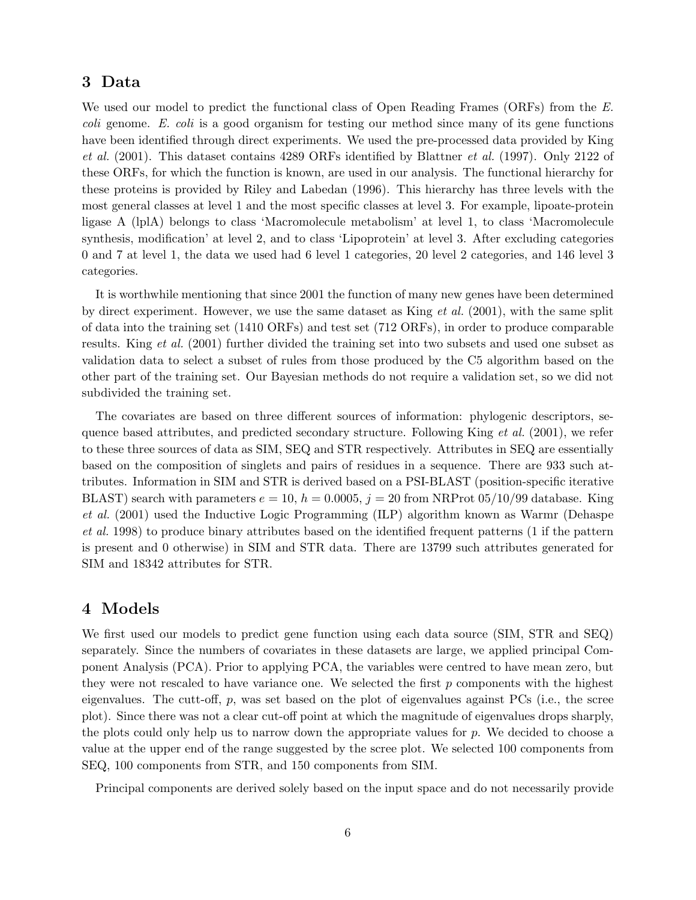## 3 Data

We used our model to predict the functional class of Open Reading Frames (ORFs) from the *E. coli* genome. *E. coli* is a good organism for testing our method since many of its gene functions have been identified through direct experiments. We used the pre-processed data provided by King *et al.* (2001). This dataset contains 4289 ORFs identified by Blattner *et al.* (1997). Only 2122 of these ORFs, for which the function is known, are used in our analysis. The functional hierarchy for these proteins is provided by Riley and Labedan (1996). This hierarchy has three levels with the most general classes at level 1 and the most specific classes at level 3. For example, lipoate-protein ligase A (lplA) belongs to class 'Macromolecule metabolism' at level 1, to class 'Macromolecule synthesis, modification' at level 2, and to class 'Lipoprotein' at level 3. After excluding categories 0 and 7 at level 1, the data we used had 6 level 1 categories, 20 level 2 categories, and 146 level 3 categories.

It is worthwhile mentioning that since 2001 the function of many new genes have been determined by direct experiment. However, we use the same dataset as King *et al.* (2001), with the same split of data into the training set (1410 ORFs) and test set (712 ORFs), in order to produce comparable results. King *et al.* (2001) further divided the training set into two subsets and used one subset as validation data to select a subset of rules from those produced by the C5 algorithm based on the other part of the training set. Our Bayesian methods do not require a validation set, so we did not subdivided the training set.

The covariates are based on three different sources of information: phylogenic descriptors, sequence based attributes, and predicted secondary structure. Following King *et al.* (2001), we refer to these three sources of data as SIM, SEQ and STR respectively. Attributes in SEQ are essentially based on the composition of singlets and pairs of residues in a sequence. There are 933 such attributes. Information in SIM and STR is derived based on a PSI-BLAST (position-specific iterative BLAST) search with parameters $e = 10$, $h = 0.0005$, $j = 20$ from NRProt 05/10/99 database. King *et al.* (2001) used the Inductive Logic Programming (ILP) algorithm known as Warmr (Dehaspe *et al.* 1998) to produce binary attributes based on the identified frequent patterns (1 if the pattern is present and 0 otherwise) in SIM and STR data. There are 13799 such attributes generated for SIM and 18342 attributes for STR.

## 4 Models

We first used our models to predict gene function using each data source (SIM, STR and SEQ) separately. Since the numbers of covariates in these datasets are large, we applied principal Component Analysis (PCA). Prior to applying PCA, the variables were centred to have mean zero, but they were not rescaled to have variance one. We selected the first $p$ components with the highest eigenvalues. The cutt-off, $p$, was set based on the plot of eigenvalues against PCs (i.e., the scree plot). Since there was not a clear cut-off point at which the magnitude of eigenvalues drops sharply, the plots could only help us to narrow down the appropriate values for $p$. We decided to choose a value at the upper end of the range suggested by the scree plot. We selected 100 components from SEQ, 100 components from STR, and 150 components from SIM.

Principal components are derived solely based on the input space and do not necessarily provide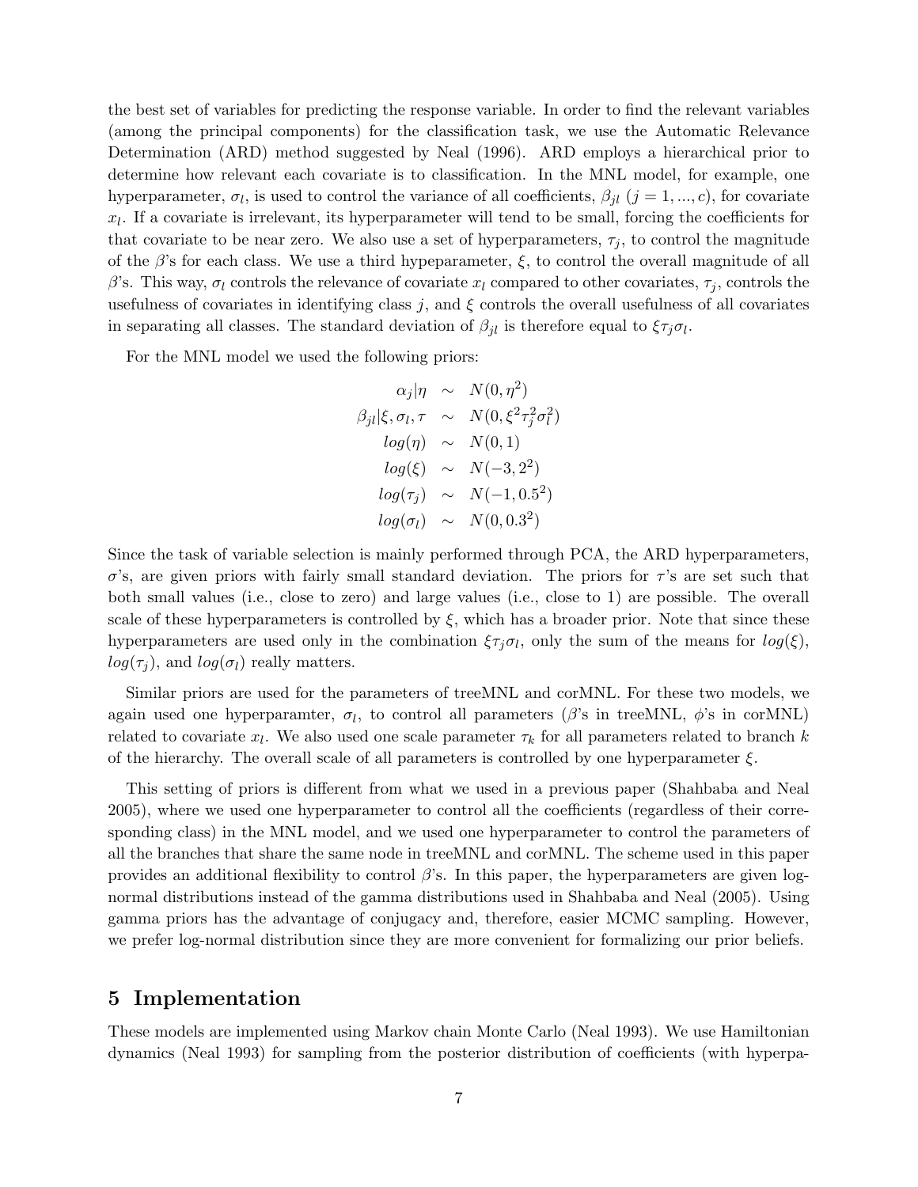the best set of variables for predicting the response variable. In order to find the relevant variables (among the principal components) for the classification task, we use the Automatic Relevance Determination (ARD) method suggested by Neal (1996). ARD employs a hierarchical prior to determine how relevant each covariate is to classification. In the MNL model, for example, one hyperparameter, $\sigma_l$, is used to control the variance of all coefficients, $\beta_{jl}$ ($j = 1, ..., c$), for covariate $x_l$. If a covariate is irrelevant, its hyperparameter will tend to be small, forcing the coefficients for that covariate to be near zero. We also use a set of hyperparameters, $\tau_j$, to control the magnitude of the $\beta$'s for each class. We use a third hypeparameter, $\xi$, to control the overall magnitude of all $\beta$'s. This way, $\sigma_l$ controls the relevance of covariate $x_l$ compared to other covariates, $\tau_j$, controls the usefulness of covariates in identifying class $j$, and $\xi$ controls the overall usefulness of all covariates in separating all classes. The standard deviation of $\beta_{jl}$ is therefore equal to $\xi \tau_j \sigma_l$.

For the MNL model we used the following priors:

$$
\begin{aligned}
\alpha_j | \eta &\sim N(0, \eta^2) \\
\beta_{jl} | \xi, \sigma_l, \tau &\sim N(0, \xi^2 \tau_j^2 \sigma_l^2) \\
log(\eta) &\sim N(0, 1) \\
log(\xi) &\sim N(-3, 2^2) \\
log(\tau_j) &\sim N(-1, 0.5^2) \\
log(\sigma_l) &\sim N(0, 0.3^2)
\end{aligned}
$$

Since the task of variable selection is mainly performed through PCA, the ARD hyperparameters, $\sigma$'s, are given priors with fairly small standard deviation. The priors for $\tau$'s are set such that both small values (i.e., close to zero) and large values (i.e., close to 1) are possible. The overall scale of these hyperparameters is controlled by $\xi$, which has a broader prior. Note that since these hyperparameters are used only in the combination $\xi \tau_j \sigma_l$, only the sum of the means for $log(\xi)$, $log(\tau_j)$, and $log(\sigma_l)$ really matters.

Similar priors are used for the parameters of treeMNL and corMNL. For these two models, we again used one hyperparamter, $\sigma_l$, to control all parameters ($\beta$'s in treeMNL, $\phi$'s in corMNL) related to covariate $x_l$. We also used one scale parameter $\tau_k$ for all parameters related to branch $k$ of the hierarchy. The overall scale of all parameters is controlled by one hyperparameter $\xi$.

This setting of priors is different from what we used in a previous paper (Shahbaba and Neal 2005), where we used one hyperparameter to control all the coefficients (regardless of their corresponding class) in the MNL model, and we used one hyperparameter to control the parameters of all the branches that share the same node in treeMNL and corMNL. The scheme used in this paper provides an additional flexibility to control $\beta$'s. In this paper, the hyperparameters are given log-normal distributions instead of the gamma distributions used in Shahbaba and Neal (2005). Using gamma priors has the advantage of conjugacy and, therefore, easier MCMC sampling. However, we prefer log-normal distribution since they are more convenient for formalizing our prior beliefs.

# 5 Implementation

These models are implemented using Markov chain Monte Carlo (Neal 1993). We use Hamiltonian dynamics (Neal 1993) for sampling from the posterior distribution of coefficients (with hyperpa-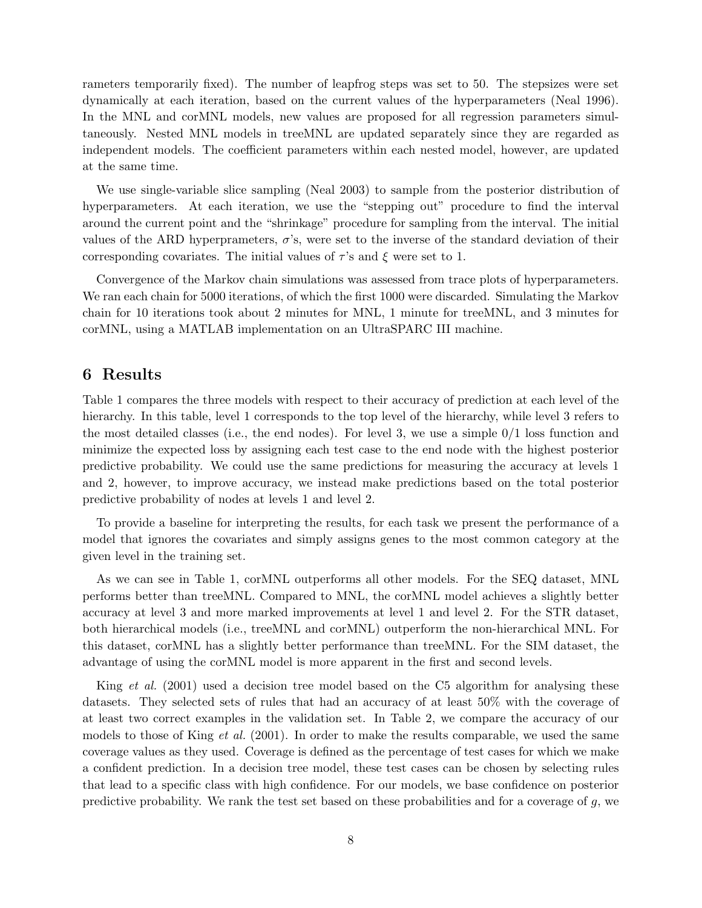rameters temporarily fixed). The number of leapfrog steps was set to 50. The stepsizes were set dynamically at each iteration, based on the current values of the hyperparameters (Neal 1996). In the MNL and corMNL models, new values are proposed for all regression parameters simultaneously. Nested MNL models in treeMNL are updated separately since they are regarded as independent models. The coefficient parameters within each nested model, however, are updated at the same time.

We use single-variable slice sampling (Neal 2003) to sample from the posterior distribution of hyperparameters. At each iteration, we use the "stepping out" procedure to find the interval around the current point and the "shrinkage" procedure for sampling from the interval. The initial values of the ARD hyperprameters, $\sigma$'s, were set to the inverse of the standard deviation of their corresponding covariates. The initial values of $\tau$'s and $\xi$ were set to 1.

Convergence of the Markov chain simulations was assessed from trace plots of hyperparameters. We ran each chain for 5000 iterations, of which the first 1000 were discarded. Simulating the Markov chain for 10 iterations took about 2 minutes for MNL, 1 minute for treeMNL, and 3 minutes for corMNL, using a MATLAB implementation on an UltraSPARC III machine.

## 6 Results

Table 1 compares the three models with respect to their accuracy of prediction at each level of the hierarchy. In this table, level 1 corresponds to the top level of the hierarchy, while level 3 refers to the most detailed classes (i.e., the end nodes). For level 3, we use a simple 0/1 loss function and minimize the expected loss by assigning each test case to the end node with the highest posterior predictive probability. We could use the same predictions for measuring the accuracy at levels 1 and 2, however, to improve accuracy, we instead make predictions based on the total posterior predictive probability of nodes at levels 1 and level 2.

To provide a baseline for interpreting the results, for each task we present the performance of a model that ignores the covariates and simply assigns genes to the most common category at the given level in the training set.

As we can see in Table 1, corMNL outperforms all other models. For the SEQ dataset, MNL performs better than treeMNL. Compared to MNL, the corMNL model achieves a slightly better accuracy at level 3 and more marked improvements at level 1 and level 2. For the STR dataset, both hierarchical models (i.e., treeMNL and corMNL) outperform the non-hierarchical MNL. For this dataset, corMNL has a slightly better performance than treeMNL. For the SIM dataset, the advantage of using the corMNL model is more apparent in the first and second levels.

King *et al.* (2001) used a decision tree model based on the C5 algorithm for analysing these datasets. They selected sets of rules that had an accuracy of at least 50% with the coverage of at least two correct examples in the validation set. In Table 2, we compare the accuracy of our models to those of King *et al.* (2001). In order to make the results comparable, we used the same coverage values as they used. Coverage is defined as the percentage of test cases for which we make a confident prediction. In a decision tree model, these test cases can be chosen by selecting rules that lead to a specific class with high confidence. For our models, we base confidence on posterior predictive probability. We rank the test set based on these probabilities and for a coverage of $g$, we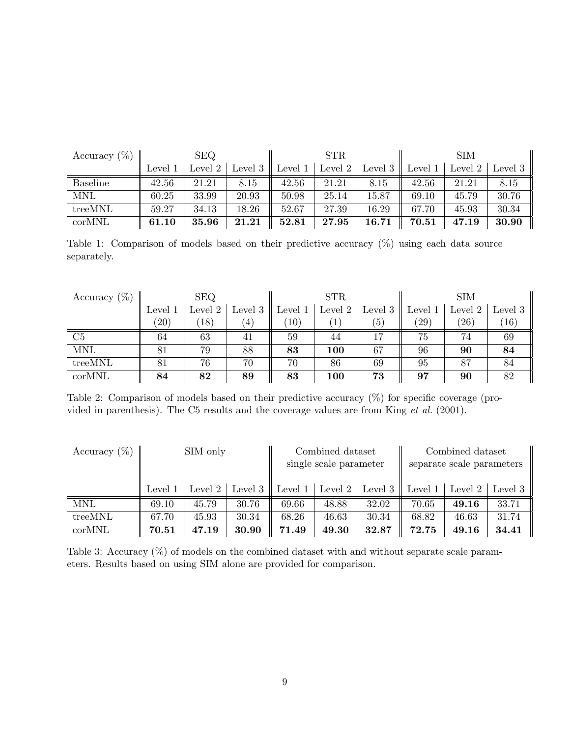| Accuracy (%) | SEQ | | | STR | | | SIM | | |
|---|---|---|---|---|---|---|---|---|---|
| | Level 1 | Level 2 | Level 3 | Level 1 | Level 2 | Level 3 | Level 1 | Level 2 | Level 3 |
| Baseline | 42.56 | 21.21 | 8.15 | 42.56 | 21.21 | 8.15 | 42.56 | 21.21 | 8.15 |
| MNL | 60.25 | 33.99 | 20.93 | 50.98 | 25.14 | 15.87 | 69.10 | 45.79 | 30.76 |
| treeMNL | 59.27 | 34.13 | 18.26 | 52.67 | 27.39 | 16.29 | 67.70 | 45.93 | 30.34 |
| corMNL | **61.10** | **35.96** | **21.21** | **52.81** | **27.95** | **16.71** | **70.51** | **47.19** | **30.90** |

Table 1: Comparison of models based on their predictive accuracy (%) using each data source separately.

| Accuracy (%) | SEQ | | | STR | | | SIM | | |
|---|---|---|---|---|---|---|---|---|---|
| | Level 1 (20) | Level 2 (18) | Level 3 (4) | Level 1 (10) | Level 2 (1) | Level 3 (5) | Level 1 (29) | Level 2 (26) | Level 3 (16) |
| C5 | 64 | 63 | 41 | 59 | 44 | 17 | 75 | 74 | 69 |
| MNL | 81 | 79 | 88 | **83** | **100** | 67 | 96 | **90** | **84** |
| treeMNL | 81 | 76 | 70 | 70 | 86 | 69 | 95 | 87 | 84 |
| corMNL | **84** | **82** | **89** | **83** | **100** | **73** | **97** | **90** | 82 |

Table 2: Comparison of models based on their predictive accuracy (%) for specific coverage (provided in parenthesis). The C5 results and the coverage values are from King *et al.* (2001).

| Accuracy (%) | SIM only | | | Combined dataset single scale parameter | | | Combined dataset separate scale parameters | | |
|---|---|---|---|---|---|---|---|---|---|
| | Level 1 | Level 2 | Level 3 | Level 1 | Level 2 | Level 3 | Level 1 | Level 2 | Level 3 |
| MNL | 69.10 | 45.79 | 30.76 | 69.66 | 48.88 | 32.02 | 70.65 | **49.16** | 33.71 |
| treeMNL | 67.70 | 45.93 | 30.34 | 68.26 | 46.63 | 30.34 | 68.82 | 46.63 | 31.74 |
| corMNL | **70.51** | **47.19** | **30.90** | **71.49** | **49.30** | **32.87** | **72.75** | **49.16** | **34.41** |

Table 3: Accuracy (%) of models on the combined dataset with and without separate scale parameters. Results based on using SIM alone are provided for comparison.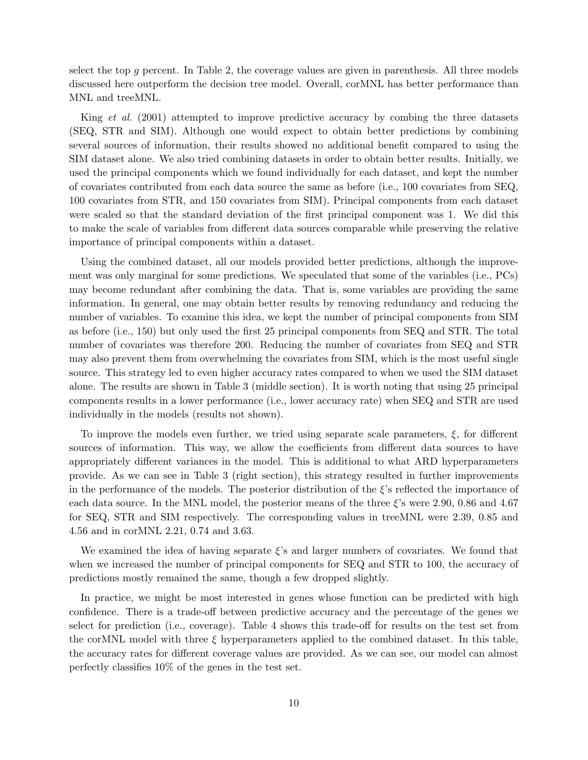select the top $g$ percent. In Table 2, the coverage values are given in parenthesis. All three models discussed here outperform the decision tree model. Overall, corMNL has better performance than MNL and treeMNL.

King *et al.* (2001) attempted to improve predictive accuracy by combing the three datasets (SEQ, STR and SIM). Although one would expect to obtain better predictions by combining several sources of information, their results showed no additional benefit compared to using the SIM dataset alone. We also tried combining datasets in order to obtain better results. Initially, we used the principal components which we found individually for each dataset, and kept the number of covariates contributed from each data source the same as before (i.e., 100 covariates from SEQ, 100 covariates from STR, and 150 covariates from SIM). Principal components from each dataset were scaled so that the standard deviation of the first principal component was 1. We did this to make the scale of variables from different data sources comparable while preserving the relative importance of principal components within a dataset.

Using the combined dataset, all our models provided better predictions, although the improvement was only marginal for some predictions. We speculated that some of the variables (i.e., PCs) may become redundant after combining the data. That is, some variables are providing the same information. In general, one may obtain better results by removing redundancy and reducing the number of variables. To examine this idea, we kept the number of principal components from SIM as before (i.e., 150) but only used the first 25 principal components from SEQ and STR. The total number of covariates was therefore 200. Reducing the number of covariates from SEQ and STR may also prevent them from overwhelming the covariates from SIM, which is the most useful single source. This strategy led to even higher accuracy rates compared to when we used the SIM dataset alone. The results are shown in Table 3 (middle section). It is worth noting that using 25 principal components results in a lower performance (i.e., lower accuracy rate) when SEQ and STR are used individually in the models (results not shown).

To improve the models even further, we tried using separate scale parameters, $\xi$, for different sources of information. This way, we allow the coefficients from different data sources to have appropriately different variances in the model. This is additional to what ARD hyperparameters provide. As we can see in Table 3 (right section), this strategy resulted in further improvements in the performance of the models. The posterior distribution of the $\xi$'s reflected the importance of each data source. In the MNL model, the posterior means of the three $\xi$'s were 2.90, 0.86 and 4.67 for SEQ, STR and SIM respectively. The corresponding values in treeMNL were 2.39, 0.85 and 4.56 and in corMNL 2.21, 0.74 and 3.63.

We examined the idea of having separate $\xi$'s and larger numbers of covariates. We found that when we increased the number of principal components for SEQ and STR to 100, the accuracy of predictions mostly remained the same, though a few dropped slightly.

In practice, we might be most interested in genes whose function can be predicted with high confidence. There is a trade-off between predictive accuracy and the percentage of the genes we select for prediction (i.e., coverage). Table 4 shows this trade-off for results on the test set from the corMNL model with three $\xi$ hyperparameters applied to the combined dataset. In this table, the accuracy rates for different coverage values are provided. As we can see, our model can almost perfectly classifies 10% of the genes in the test set.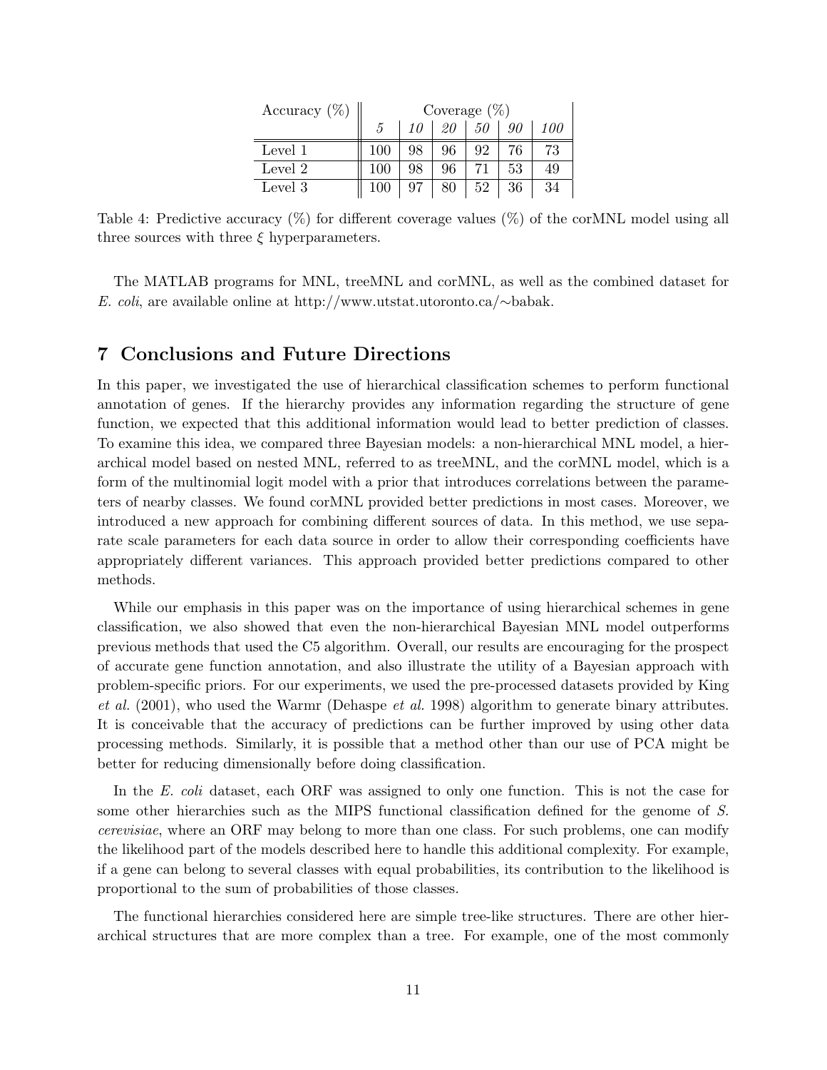| Accuracy (%) | Coverage (%) | | | | | |
|---|---|---|---|---|---|---|
| | *5* | *10* | *20* | *50* | *90* | *100* |
| Level 1 | 100 | 98 | 96 | 92 | 76 | 73 |
| Level 2 | 100 | 98 | 96 | 71 | 53 | 49 |
| Level 3 | 100 | 97 | 80 | 52 | 36 | 34 |

Table 4: Predictive accuracy (%) for different coverage values (%) of the corMNL model using all three sources with three $\xi$ hyperparameters.

The MATLAB programs for MNL, treeMNL and corMNL, as well as the combined dataset for *E. coli*, are available online at http://www.utstat.utoronto.ca/∼babak.

## 7 Conclusions and Future Directions

In this paper, we investigated the use of hierarchical classification schemes to perform functional annotation of genes. If the hierarchy provides any information regarding the structure of gene function, we expected that this additional information would lead to better prediction of classes. To examine this idea, we compared three Bayesian models: a non-hierarchical MNL model, a hierarchical model based on nested MNL, referred to as treeMNL, and the corMNL model, which is a form of the multinomial logit model with a prior that introduces correlations between the parameters of nearby classes. We found corMNL provided better predictions in most cases. Moreover, we introduced a new approach for combining different sources of data. In this method, we use separate scale parameters for each data source in order to allow their corresponding coefficients have appropriately different variances. This approach provided better predictions compared to other methods.

While our emphasis in this paper was on the importance of using hierarchical schemes in gene classification, we also showed that even the non-hierarchical Bayesian MNL model outperforms previous methods that used the C5 algorithm. Overall, our results are encouraging for the prospect of accurate gene function annotation, and also illustrate the utility of a Bayesian approach with problem-specific priors. For our experiments, we used the pre-processed datasets provided by King *et al.* (2001), who used the Warmr (Dehaspe *et al.* 1998) algorithm to generate binary attributes. It is conceivable that the accuracy of predictions can be further improved by using other data processing methods. Similarly, it is possible that a method other than our use of PCA might be better for reducing dimensionally before doing classification.

In the *E. coli* dataset, each ORF was assigned to only one function. This is not the case for some other hierarchies such as the MIPS functional classification defined for the genome of *S. cerevisiae*, where an ORF may belong to more than one class. For such problems, one can modify the likelihood part of the models described here to handle this additional complexity. For example, if a gene can belong to several classes with equal probabilities, its contribution to the likelihood is proportional to the sum of probabilities of those classes.

The functional hierarchies considered here are simple tree-like structures. There are other hierarchical structures that are more complex than a tree. For example, one of the most commonly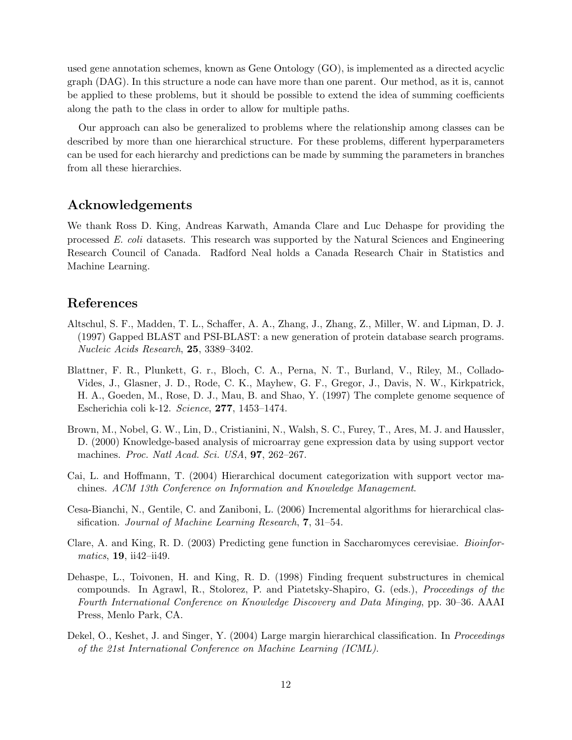used gene annotation schemes, known as Gene Ontology (GO), is implemented as a directed acyclic graph (DAG). In this structure a node can have more than one parent. Our method, as it is, cannot be applied to these problems, but it should be possible to extend the idea of summing coefficients along the path to the class in order to allow for multiple paths.

Our approach can also be generalized to problems where the relationship among classes can be described by more than one hierarchical structure. For these problems, different hyperparameters can be used for each hierarchy and predictions can be made by summing the parameters in branches from all these hierarchies.

## Acknowledgements

We thank Ross D. King, Andreas Karwath, Amanda Clare and Luc Dehaspe for providing the processed *E. coli* datasets. This research was supported by the Natural Sciences and Engineering Research Council of Canada. Radford Neal holds a Canada Research Chair in Statistics and Machine Learning.

## References

Altschul, S. F., Madden, T. L., Schaffer, A. A., Zhang, J., Zhang, Z., Miller, W. and Lipman, D. J. (1997) Gapped BLAST and PSI-BLAST: a new generation of protein database search programs. *Nucleic Acids Research*, **25**, 3389–3402.

Blattner, F. R., Plunkett, G. r., Bloch, C. A., Perna, N. T., Burland, V., Riley, M., Collado-Vides, J., Glasner, J. D., Rode, C. K., Mayhew, G. F., Gregor, J., Davis, N. W., Kirkpatrick, H. A., Goeden, M., Rose, D. J., Mau, B. and Shao, Y. (1997) The complete genome sequence of Escherichia coli k-12. *Science*, **277**, 1453–1474.

Brown, M., Nobel, G. W., Lin, D., Cristianini, N., Walsh, S. C., Furey, T., Ares, M. J. and Haussler, D. (2000) Knowledge-based analysis of microarray gene expression data by using support vector machines. *Proc. Natl Acad. Sci. USA*, **97**, 262–267.

Cai, L. and Hoffmann, T. (2004) Hierarchical document categorization with support vector machines. *ACM 13th Conference on Information and Knowledge Management*.

Cesa-Bianchi, N., Gentile, C. and Zaniboni, L. (2006) Incremental algorithms for hierarchical classification. *Journal of Machine Learning Research*, **7**, 31–54.

Clare, A. and King, R. D. (2003) Predicting gene function in Saccharomyces cerevisiae. *Bioinformatics*, **19**, ii42–ii49.

Dehaspe, L., Toivonen, H. and King, R. D. (1998) Finding frequent substructures in chemical compounds. In Agrawl, R., Stolorez, P. and Piatetsky-Shapiro, G. (eds.), *Proceedings of the Fourth International Conference on Knowledge Discovery and Data Minging*, pp. 30–36. AAAI Press, Menlo Park, CA.

Dekel, O., Keshet, J. and Singer, Y. (2004) Large margin hierarchical classification. In *Proceedings of the 21st International Conference on Machine Learning (ICML)*.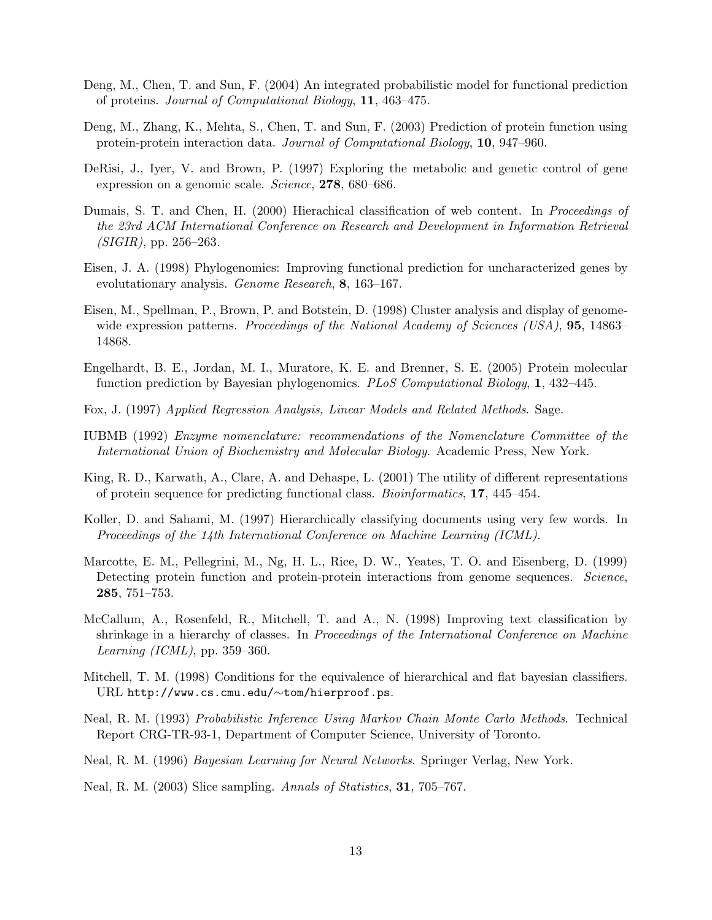Deng, M., Chen, T. and Sun, F. (2004) An integrated probabilistic model for functional prediction of proteins. *Journal of Computational Biology*, **11**, 463–475.

Deng, M., Zhang, K., Mehta, S., Chen, T. and Sun, F. (2003) Prediction of protein function using protein-protein interaction data. *Journal of Computational Biology*, **10**, 947–960.

DeRisi, J., Iyer, V. and Brown, P. (1997) Exploring the metabolic and genetic control of gene expression on a genomic scale. *Science*, **278**, 680–686.

Dumais, S. T. and Chen, H. (2000) Hierachical classification of web content. In *Proceedings of the 23rd ACM International Conference on Research and Development in Information Retrieval (SIGIR)*, pp. 256–263.

Eisen, J. A. (1998) Phylogenomics: Improving functional prediction for uncharacterized genes by evolutationary analysis. *Genome Research*, **8**, 163–167.

Eisen, M., Spellman, P., Brown, P. and Botstein, D. (1998) Cluster analysis and display of genome-wide expression patterns. *Proceedings of the National Academy of Sciences (USA)*, **95**, 14863–14868.

Engelhardt, B. E., Jordan, M. I., Muratore, K. E. and Brenner, S. E. (2005) Protein molecular function prediction by Bayesian phylogenomics. *PLoS Computational Biology*, **1**, 432–445.

Fox, J. (1997) *Applied Regression Analysis, Linear Models and Related Methods*. Sage.

IUBMB (1992) *Enzyme nomenclature: recommendations of the Nomenclature Committee of the International Union of Biochemistry and Molecular Biology*. Academic Press, New York.

King, R. D., Karwath, A., Clare, A. and Dehaspe, L. (2001) The utility of different representations of protein sequence for predicting functional class. *Bioinformatics*, **17**, 445–454.

Koller, D. and Sahami, M. (1997) Hierarchically classifying documents using very few words. In *Proceedings of the 14th International Conference on Machine Learning (ICML)*.

Marcotte, E. M., Pellegrini, M., Ng, H. L., Rice, D. W., Yeates, T. O. and Eisenberg, D. (1999) Detecting protein function and protein-protein interactions from genome sequences. *Science*, **285**, 751–753.

McCallum, A., Rosenfeld, R., Mitchell, T. and A., N. (1998) Improving text classification by shrinkage in a hierarchy of classes. In *Proceedings of the International Conference on Machine Learning (ICML)*, pp. 359–360.

Mitchell, T. M. (1998) Conditions for the equivalence of hierarchical and flat bayesian classifiers. URL `http://www.cs.cmu.edu/∼tom/hierproof.ps`.

Neal, R. M. (1993) *Probabilistic Inference Using Markov Chain Monte Carlo Methods*. Technical Report CRG-TR-93-1, Department of Computer Science, University of Toronto.

Neal, R. M. (1996) *Bayesian Learning for Neural Networks*. Springer Verlag, New York.

Neal, R. M. (2003) Slice sampling. *Annals of Statistics*, **31**, 705–767.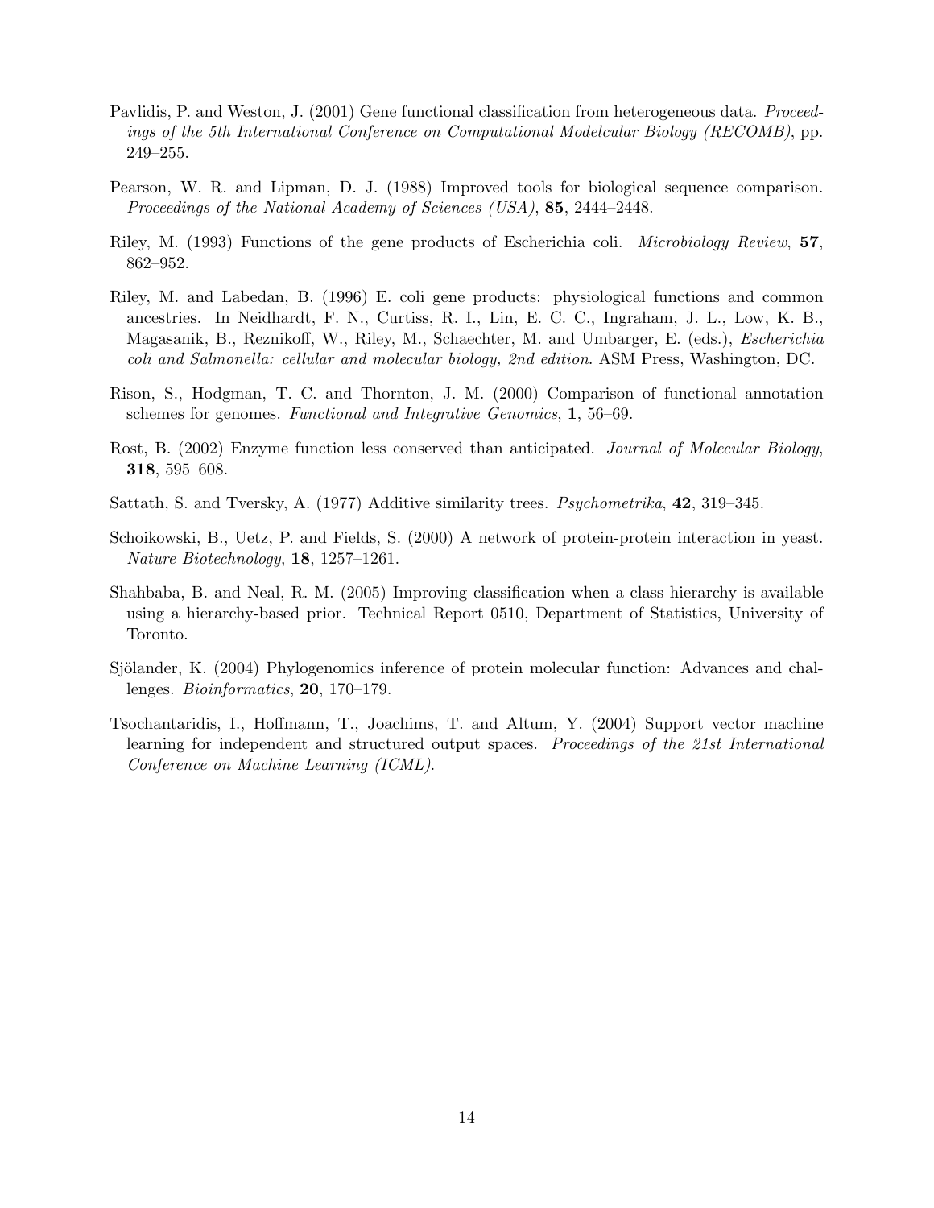Pavlidis, P. and Weston, J. (2001) Gene functional classification from heterogeneous data. *Proceedings of the 5th International Conference on Computational Modelcular Biology (RECOMB)*, pp. 249–255.

Pearson, W. R. and Lipman, D. J. (1988) Improved tools for biological sequence comparison. *Proceedings of the National Academy of Sciences (USA)*, **85**, 2444–2448.

Riley, M. (1993) Functions of the gene products of Escherichia coli. *Microbiology Review*, **57**, 862–952.

Riley, M. and Labedan, B. (1996) E. coli gene products: physiological functions and common ancestries. In Neidhardt, F. N., Curtiss, R. I., Lin, E. C. C., Ingraham, J. L., Low, K. B., Magasanik, B., Reznikoff, W., Riley, M., Schaechter, M. and Umbarger, E. (eds.), *Escherichia coli and Salmonella: cellular and molecular biology, 2nd edition*. ASM Press, Washington, DC.

Rison, S., Hodgman, T. C. and Thornton, J. M. (2000) Comparison of functional annotation schemes for genomes. *Functional and Integrative Genomics*, **1**, 56–69.

Rost, B. (2002) Enzyme function less conserved than anticipated. *Journal of Molecular Biology*, **318**, 595–608.

Sattath, S. and Tversky, A. (1977) Additive similarity trees. *Psychometrika*, **42**, 319–345.

Schoikowski, B., Uetz, P. and Fields, S. (2000) A network of protein-protein interaction in yeast. *Nature Biotechnology*, **18**, 1257–1261.

Shahbaba, B. and Neal, R. M. (2005) Improving classification when a class hierarchy is available using a hierarchy-based prior. Technical Report 0510, Department of Statistics, University of Toronto.

Sjölander, K. (2004) Phylogenomics inference of protein molecular function: Advances and challenges. *Bioinformatics*, **20**, 170–179.

Tsochantaridis, I., Hoffmann, T., Joachims, T. and Altum, Y. (2004) Support vector machine learning for independent and structured output spaces. *Proceedings of the 21st International Conference on Machine Learning (ICML)*.